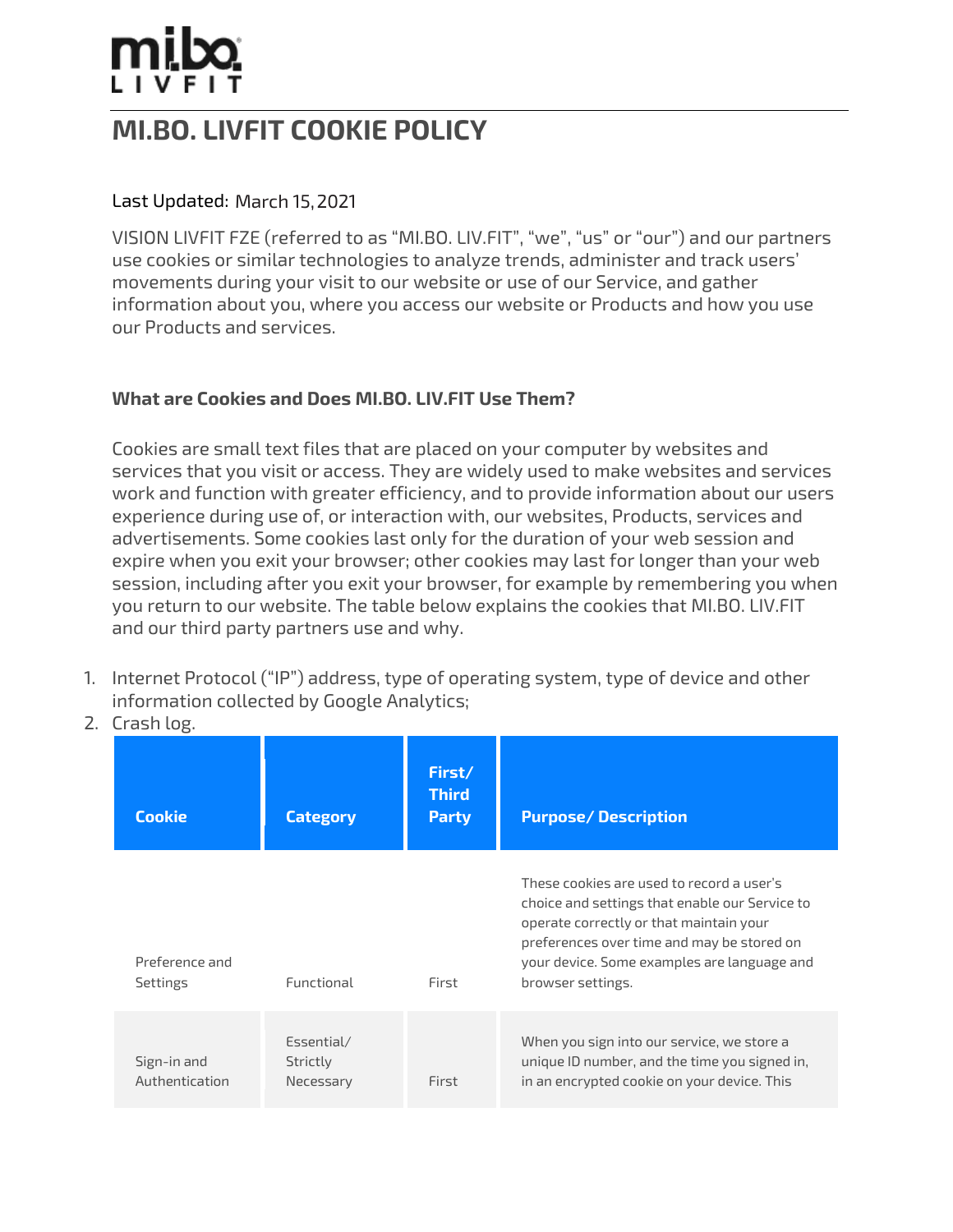# MI.BO. LIVFIT COOKIE POLICY

Last Updated: March 15, 2021

VISION LIVFIT FZE (referred to as "MI.BO. LIV.FIT", "we", "us" or "our") and our partners use cookies or similar technologies to analyze trends, administer and track users' movements during your visit to our website or use of our Service, and gather information about you, where you access our website or Products and how you use our Products and services.

### What are Cookies and Does MI.BO. LIV.FIT Use Them?

Cookies are small text files that are placed on your computer by websites and services that you visit or access. They are widely used to make websites and services work and function with greater efficiency, and to provide information about our users experience during use of, or interaction with, our websites, Products, services and advertisements. Some cookies last only for the duration of your web session and expire when you exit your browser; other cookies may last for longer than your web session, including after you exit your browser, for example by remembering you when you return to our website. The table below explains the cookies that MI.BO. LIV.FIT and our third party partners use and why.

1. Internet Protocol ("IP") address, type of operating system, type of device and other information collected by Google Analytics;
2. Crash log.

| Cookie | Category | First/ Third Party | Purpose/ Description |
|---|---|---|---|
| Preference and Settings | Functional | First | These cookies are used to record a user's choice and settings that enable our Service to operate correctly or that maintain your preferences over time and may be stored on your device. Some examples are language and browser settings. |
| Sign-in and Authentication | Essential/ Strictly Necessary | First | When you sign into our service, we store a unique ID number, and the time you signed in, in an encrypted cookie on your device. This |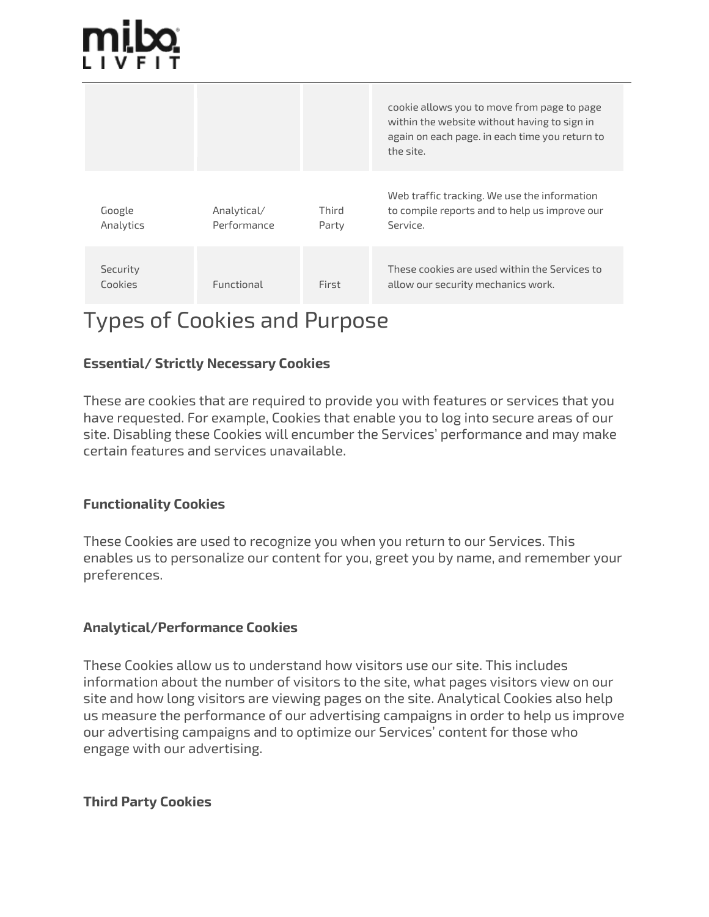| | | | |
|---|---|---|---|
| | | | cookie allows you to move from page to page within the website without having to sign in again on each page. in each time you return to the site. |
| Google Analytics | Analytical/ Performance | Third Party | Web traffic tracking. We use the information to compile reports and to help us improve our Service. |
| Security Cookies | Functional | First | These cookies are used within the Services to allow our security mechanics work. |

# Types of Cookies and Purpose

**Essential/ Strictly Necessary Cookies**

These are cookies that are required to provide you with features or services that you have requested. For example, Cookies that enable you to log into secure areas of our site. Disabling these Cookies will encumber the Services' performance and may make certain features and services unavailable.

**Functionality Cookies**

These Cookies are used to recognize you when you return to our Services. This enables us to personalize our content for you, greet you by name, and remember your preferences.

**Analytical/Performance Cookies**

These Cookies allow us to understand how visitors use our site. This includes information about the number of visitors to the site, what pages visitors view on our site and how long visitors are viewing pages on the site. Analytical Cookies also help us measure the performance of our advertising campaigns in order to help us improve our advertising campaigns and to optimize our Services' content for those who engage with our advertising.

**Third Party Cookies**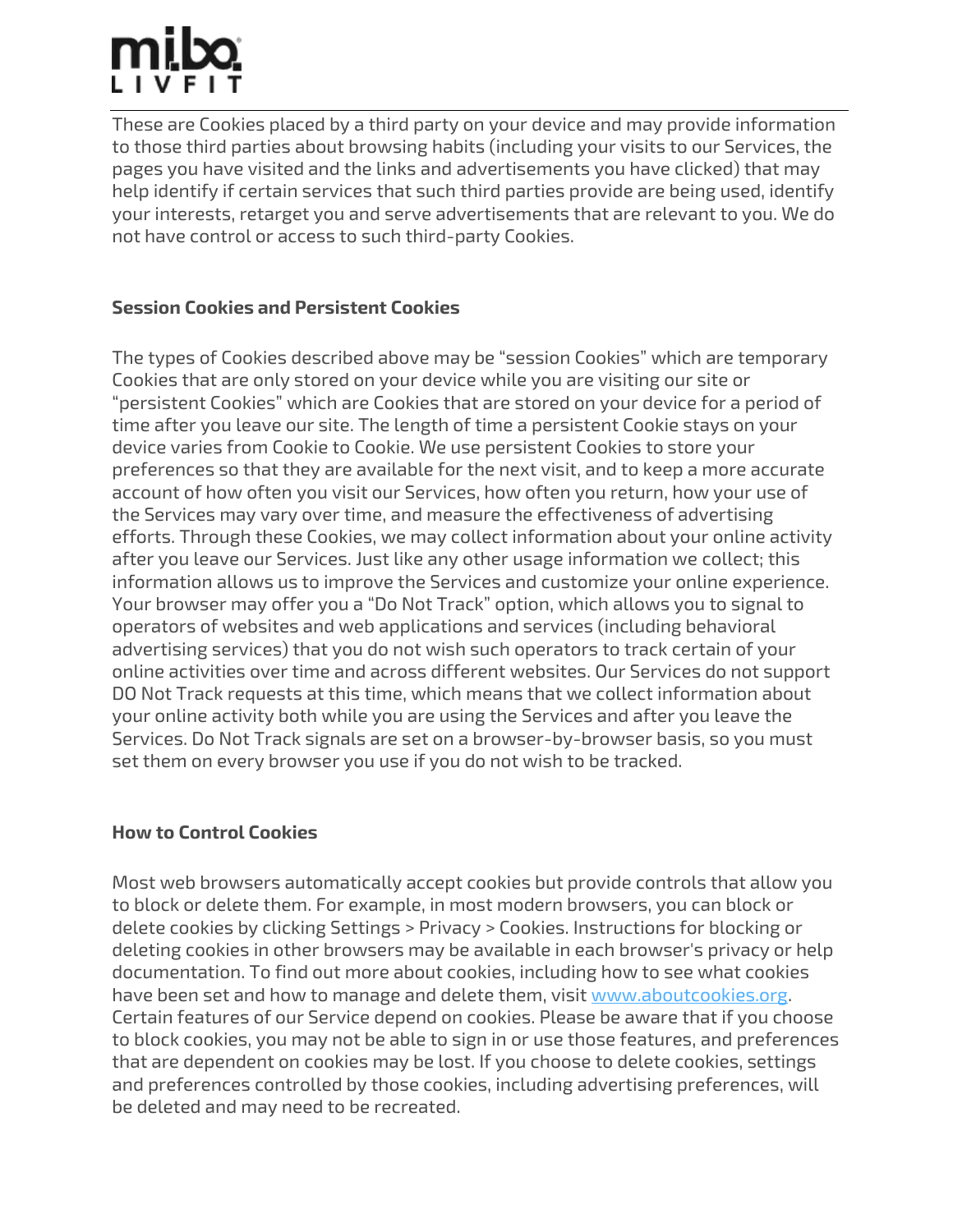These are Cookies placed by a third party on your device and may provide information to those third parties about browsing habits (including your visits to our Services, the pages you have visited and the links and advertisements you have clicked) that may help identify if certain services that such third parties provide are being used, identify your interests, retarget you and serve advertisements that are relevant to you. We do not have control or access to such third-party Cookies.

**Session Cookies and Persistent Cookies**

The types of Cookies described above may be "session Cookies" which are temporary Cookies that are only stored on your device while you are visiting our site or "persistent Cookies" which are Cookies that are stored on your device for a period of time after you leave our site. The length of time a persistent Cookie stays on your device varies from Cookie to Cookie. We use persistent Cookies to store your preferences so that they are available for the next visit, and to keep a more accurate account of how often you visit our Services, how often you return, how your use of the Services may vary over time, and measure the effectiveness of advertising efforts. Through these Cookies, we may collect information about your online activity after you leave our Services. Just like any other usage information we collect; this information allows us to improve the Services and customize your online experience. Your browser may offer you a "Do Not Track" option, which allows you to signal to operators of websites and web applications and services (including behavioral advertising services) that you do not wish such operators to track certain of your online activities over time and across different websites. Our Services do not support DO Not Track requests at this time, which means that we collect information about your online activity both while you are using the Services and after you leave the Services. Do Not Track signals are set on a browser-by-browser basis, so you must set them on every browser you use if you do not wish to be tracked.

**How to Control Cookies**

Most web browsers automatically accept cookies but provide controls that allow you to block or delete them. For example, in most modern browsers, you can block or delete cookies by clicking Settings > Privacy > Cookies. Instructions for blocking or deleting cookies in other browsers may be available in each browser's privacy or help documentation. To find out more about cookies, including how to see what cookies have been set and how to manage and delete them, visit [www.aboutcookies.org](http://www.aboutcookies.org). Certain features of our Service depend on cookies. Please be aware that if you choose to block cookies, you may not be able to sign in or use those features, and preferences that are dependent on cookies may be lost. If you choose to delete cookies, settings and preferences controlled by those cookies, including advertising preferences, will be deleted and may need to be recreated.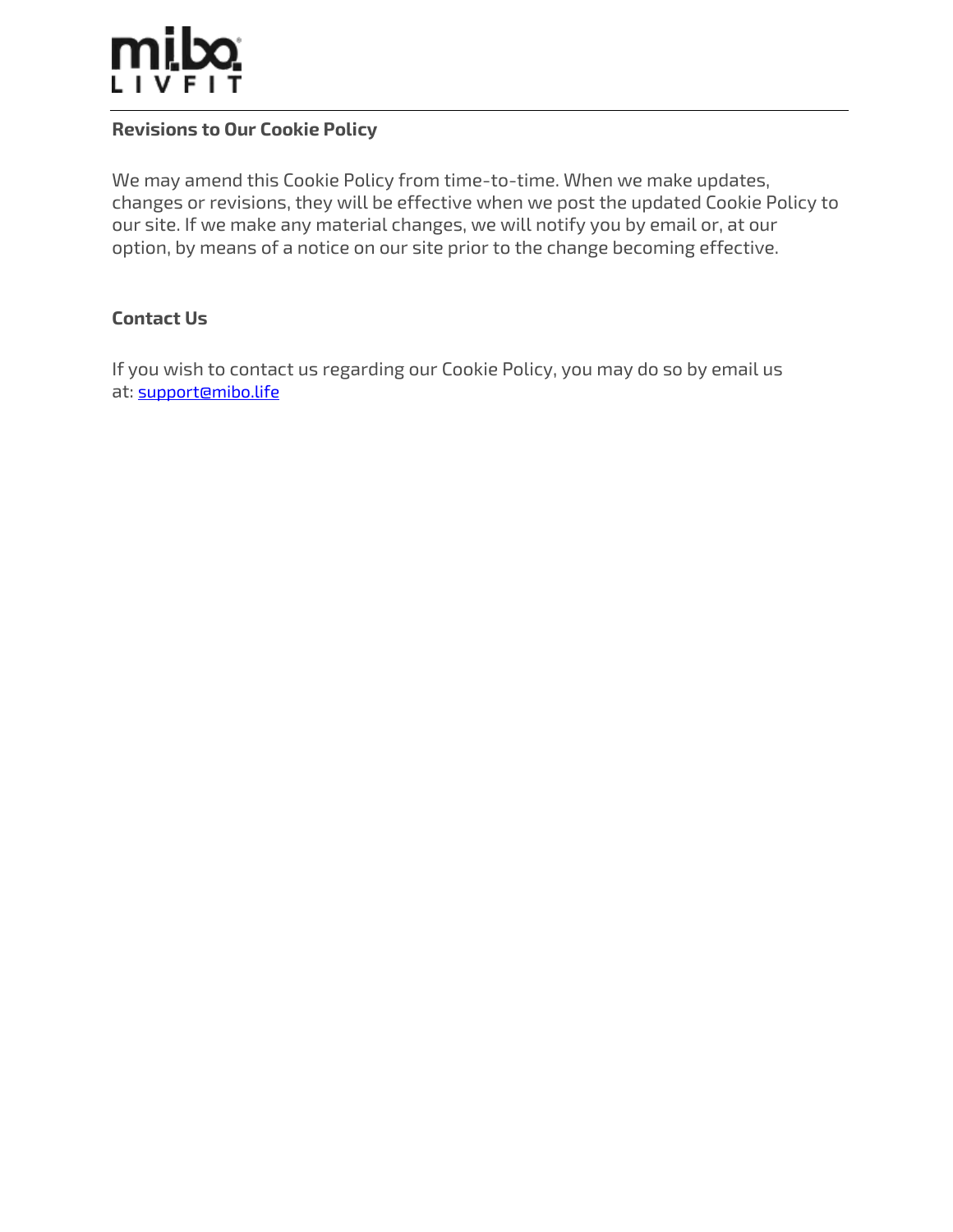## Revisions to Our Cookie Policy

We may amend this Cookie Policy from time-to-time. When we make updates, changes or revisions, they will be effective when we post the updated Cookie Policy to our site. If we make any material changes, we will notify you by email or, at our option, by means of a notice on our site prior to the change becoming effective.

## Contact Us

If you wish to contact us regarding our Cookie Policy, you may do so by email us at: support@mibo.life